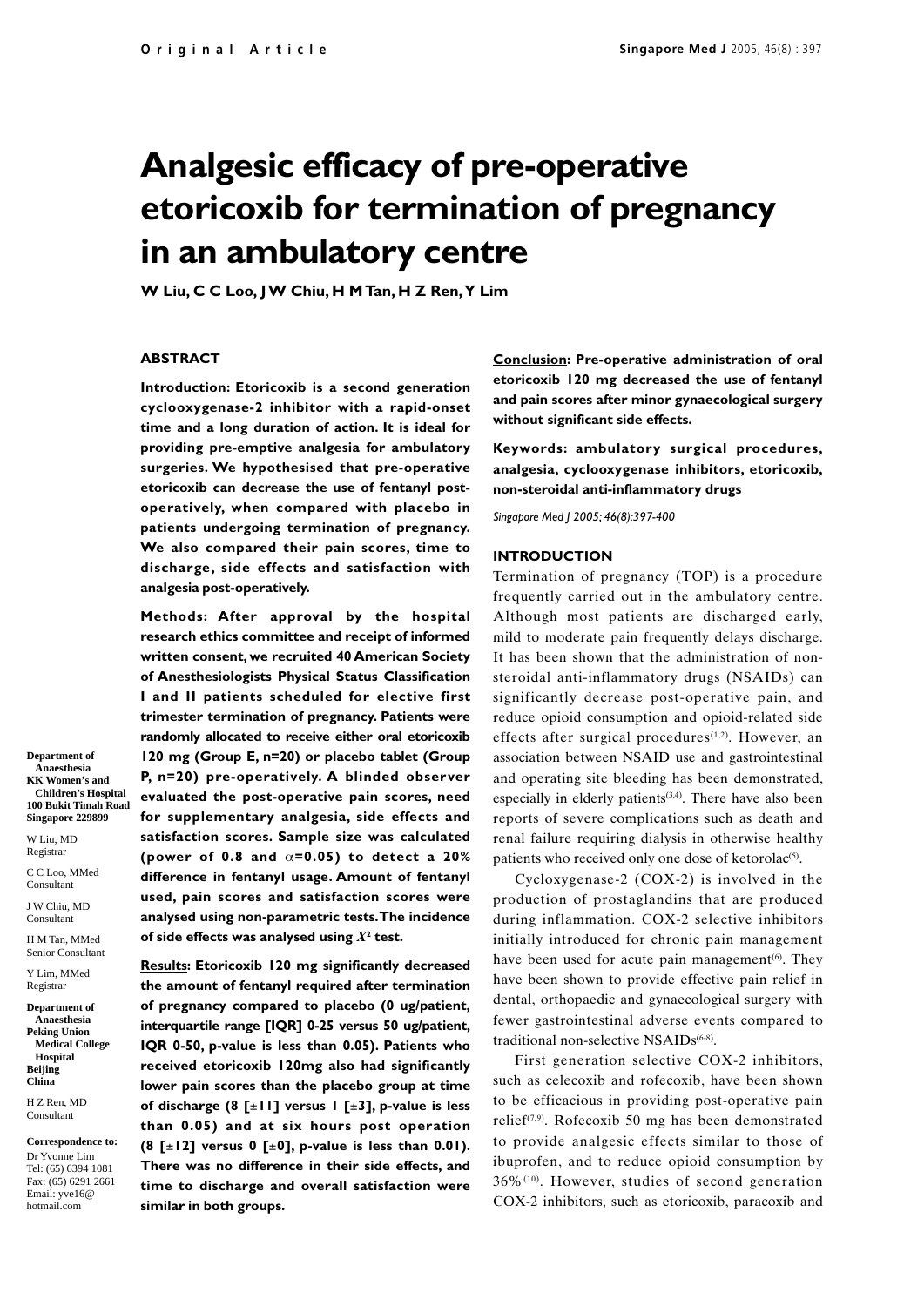Original Article

# Analgesic efficacy of pre-operative etoricoxib for termination of pregnancy in an ambulatory centre

**W Liu, C C Loo, J W Chiu, H M Tan, H Z Ren, Y Lim**

## ABSTRACT

**Introduction: Etoricoxib is a second generation cyclooxygenase-2 inhibitor with a rapid-onset time and a long duration of action. It is ideal for providing pre-emptive analgesia for ambulatory surgeries. We hypothesised that pre-operative etoricoxib can decrease the use of fentanyl post-operatively, when compared with placebo in patients undergoing termination of pregnancy. We also compared their pain scores, time to discharge, side effects and satisfaction with analgesia post-operatively.**

**Methods: After approval by the hospital research ethics committee and receipt of informed written consent, we recruited 40 American Society of Anesthesiologists Physical Status Classification I and II patients scheduled for elective first trimester termination of pregnancy. Patients were randomly allocated to receive either oral etoricoxib 120 mg (Group E, n=20) or placebo tablet (Group P, n=20) pre-operatively. A blinded observer evaluated the post-operative pain scores, need for supplementary analgesia, side effects and satisfaction scores. Sample size was calculated (power of 0.8 and $\alpha$=0.05) to detect a 20% difference in fentanyl usage. Amount of fentanyl used, pain scores and satisfaction scores were analysed using non-parametric tests. The incidence of side effects was analysed using $X^2$ test.**

**Results: Etoricoxib 120 mg significantly decreased the amount of fentanyl required after termination of pregnancy compared to placebo (0 ug/patient, interquartile range [IQR] 0-25 versus 50 ug/patient, IQR 0-50, p-value is less than 0.05). Patients who received etoricoxib 120mg also had significantly lower pain scores than the placebo group at time of discharge (8 [±11] versus 1 [±3], p-value is less than 0.05) and at six hours post operation (8 [±12] versus 0 [±0], p-value is less than 0.01). There was no difference in their side effects, and time to discharge and overall satisfaction were similar in both groups.**

**Conclusion: Pre-operative administration of oral etoricoxib 120 mg decreased the use of fentanyl and pain scores after minor gynaecological surgery without significant side effects.**

**Keywords: ambulatory surgical procedures, analgesia, cyclooxygenase inhibitors, etoricoxib, non-steroidal anti-inflammatory drugs**

*Singapore Med J 2005; 46(8):397-400*

Department of Anaesthesia
KK Women's and Children's Hospital
100 Bukit Timah Road
Singapore 229899

W Liu, MD
Registrar

C C Loo, MMed
Consultant

J W Chiu, MD
Consultant

H M Tan, MMed
Senior Consultant

Y Lim, MMed
Registrar

Department of Anaesthesia
Peking Union Medical College Hospital
Beijing
China

H Z Ren, MD
Consultant

**Correspondence to:**
Dr Yvonne Lim
Tel: (65) 6394 1081
Fax: (65) 6291 2661
Email: yve16@hotmail.com

## INTRODUCTION

Termination of pregnancy (TOP) is a procedure frequently carried out in the ambulatory centre. Although most patients are discharged early, mild to moderate pain frequently delays discharge. It has been shown that the administration of non-steroidal anti-inflammatory drugs (NSAIDs) can significantly decrease post-operative pain, and reduce opioid consumption and opioid-related side effects after surgical procedures[1,2]. However, an association between NSAID use and gastrointestinal and operating site bleeding has been demonstrated, especially in elderly patients[3,4]. There have also been reports of severe complications such as death and renal failure requiring dialysis in otherwise healthy patients who received only one dose of ketorolac[5].

Cycloxygenase-2 (COX-2) is involved in the production of prostaglandins that are produced during inflammation. COX-2 selective inhibitors initially introduced for chronic pain management have been used for acute pain management[6]. They have been shown to provide effective pain relief in dental, orthopaedic and gynaecological surgery with fewer gastrointestinal adverse events compared to traditional non-selective NSAIDs[6-8].

First generation selective COX-2 inhibitors, such as celecoxib and rofecoxib, have been shown to be efficacious in providing post-operative pain relief[7,9]. Rofecoxib 50 mg has been demonstrated to provide analgesic effects similar to those of ibuprofen, and to reduce opioid consumption by 36%[10]. However, studies of second generation COX-2 inhibitors, such as etoricoxib, paracoxib and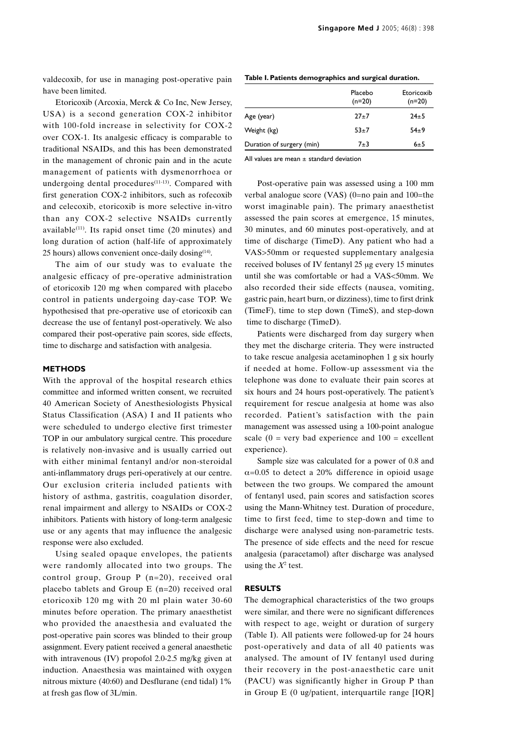valdecoxib, for use in managing post-operative pain have been limited.

Etoricoxib (Arcoxia, Merck & Co Inc, New Jersey, USA) is a second generation COX-2 inhibitor with 100-fold increase in selectivity for COX-2 over COX-1. Its analgesic efficacy is comparable to traditional NSAIDs, and this has been demonstrated in the management of chronic pain and in the acute management of patients with dysmenorrhoea or undergoing dental procedures[11-13]. Compared with first generation COX-2 inhibitors, such as rofecoxib and celecoxib, etoricoxib is more selective in-vitro than any COX-2 selective NSAIDs currently available[11]. Its rapid onset time (20 minutes) and long duration of action (half-life of approximately 25 hours) allows convenient once-daily dosing[14].

The aim of our study was to evaluate the analgesic efficacy of pre-operative administration of etoricoxib 120 mg when compared with placebo control in patients undergoing day-case TOP. We hypothesised that pre-operative use of etoricoxib can decrease the use of fentanyl post-operatively. We also compared their post-operative pain scores, side effects, time to discharge and satisfaction with analgesia.

## METHODS

With the approval of the hospital research ethics committee and informed written consent, we recruited 40 American Society of Anesthesiologists Physical Status Classification (ASA) I and II patients who were scheduled to undergo elective first trimester TOP in our ambulatory surgical centre. This procedure is relatively non-invasive and is usually carried out with either minimal fentanyl and/or non-steroidal anti-inflammatory drugs peri-operatively at our centre. Our exclusion criteria included patients with history of asthma, gastritis, coagulation disorder, renal impairment and allergy to NSAIDs or COX-2 inhibitors. Patients with history of long-term analgesic use or any agents that may influence the analgesic response were also excluded.

Using sealed opaque envelopes, the patients were randomly allocated into two groups. The control group, Group P (n=20), received oral placebo tablets and Group E (n=20) received oral etoricoxib 120 mg with 20 ml plain water 30-60 minutes before operation. The primary anaesthetist who provided the anaesthesia and evaluated the post-operative pain scores was blinded to their group assignment. Every patient received a general anaesthetic with intravenous (IV) propofol 2.0-2.5 mg/kg given at induction. Anaesthesia was maintained with oxygen nitrous mixture (40:60) and Desflurane (end tidal) 1% at fresh gas flow of 3L/min.

**Table I. Patients demographics and surgical duration.**

| | Placebo (n=20) | Etoricoxib (n=20) |
|---|---|---|
| Age (year) | 27±7 | 24±5 |
| Weight (kg) | 53±7 | 54±9 |
| Duration of surgery (min) | 7±3 | 6±5 |

All values are mean ± standard deviation

Post-operative pain was assessed using a 100 mm verbal analogue score (VAS) (0=no pain and 100=the worst imaginable pain). The primary anaesthetist assessed the pain scores at emergence, 15 minutes, 30 minutes, and 60 minutes post-operatively, and at time of discharge (TimeD). Any patient who had a VAS>50mm or requested supplementary analgesia received boluses of IV fentanyl 25 μg every 15 minutes until she was comfortable or had a VAS<50mm. We also recorded their side effects (nausea, vomiting, gastric pain, heart burn, or dizziness), time to first drink (TimeF), time to step down (TimeS), and step-down time to discharge (TimeD).

Patients were discharged from day surgery when they met the discharge criteria. They were instructed to take rescue analgesia acetaminophen 1 g six hourly if needed at home. Follow-up assessment via the telephone was done to evaluate their pain scores at six hours and 24 hours post-operatively. The patient's requirement for rescue analgesia at home was also recorded. Patient's satisfaction with the pain management was assessed using a 100-point analogue scale (0 = very bad experience and 100 = excellent experience).

Sample size was calculated for a power of 0.8 and $\alpha$=0.05 to detect a 20% difference in opioid usage between the two groups. We compared the amount of fentanyl used, pain scores and satisfaction scores using the Mann-Whitney test. Duration of procedure, time to first feed, time to step-down and time to discharge were analysed using non-parametric tests. The presence of side effects and the need for rescue analgesia (paracetamol) after discharge was analysed using the $X^2$ test.

## RESULTS

The demographical characteristics of the two groups were similar, and there were no significant differences with respect to age, weight or duration of surgery (Table I). All patients were followed-up for 24 hours post-operatively and data of all 40 patients was analysed. The amount of IV fentanyl used during their recovery in the post-anaesthetic care unit (PACU) was significantly higher in Group P than in Group E (0 ug/patient, interquartile range [IQR]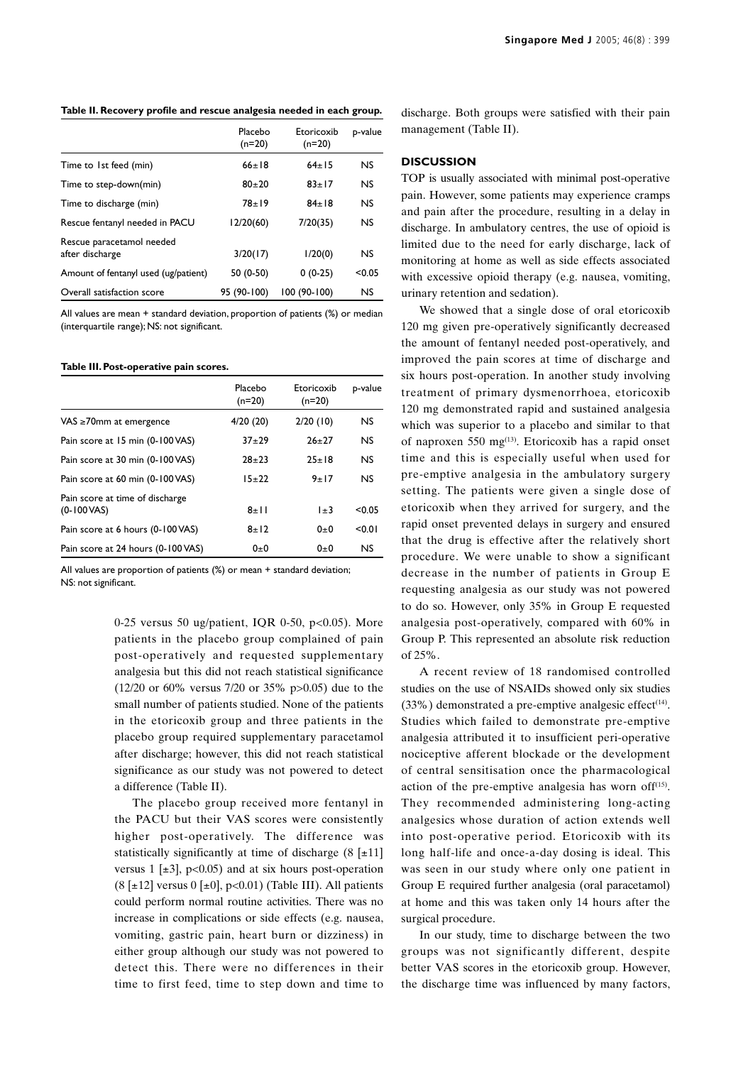**Table II. Recovery profile and rescue analgesia needed in each group.**

| | Placebo (n=20) | Etoricoxib (n=20) | p-value |
|---|---|---|---|
| Time to 1st feed (min) | 66±18 | 64±15 | NS |
| Time to step-down(min) | 80±20 | 83±17 | NS |
| Time to discharge (min) | 78±19 | 84±18 | NS |
| Rescue fentanyl needed in PACU | 12/20(60) | 7/20(35) | NS |
| Rescue paracetamol needed after discharge | 3/20(17) | 1/20(0) | NS |
| Amount of fentanyl used (ug/patient) | 50 (0-50) | 0 (0-25) | <0.05 |
| Overall satisfaction score | 95 (90-100) | 100 (90-100) | NS |

All values are mean + standard deviation, proportion of patients (%) or median (interquartile range); NS: not significant.

**Table III. Post-operative pain scores.**

| | Placebo (n=20) | Etoricoxib (n=20) | p-value |
|---|---|---|---|
| VAS ≥70mm at emergence | 4/20 (20) | 2/20 (10) | NS |
| Pain score at 15 min (0-100 VAS) | 37±29 | 26±27 | NS |
| Pain score at 30 min (0-100 VAS) | 28±23 | 25±18 | NS |
| Pain score at 60 min (0-100 VAS) | 15±22 | 9±17 | NS |
| Pain score at time of discharge (0-100 VAS) | 8±11 | 1±3 | <0.05 |
| Pain score at 6 hours (0-100 VAS) | 8±12 | 0±0 | <0.01 |
| Pain score at 24 hours (0-100 VAS) | 0±0 | 0±0 | NS |

All values are proportion of patients (%) or mean + standard deviation; NS: not significant.

0-25 versus 50 ug/patient, IQR 0-50, $p<0.05$). More patients in the placebo group complained of pain post-operatively and requested supplementary analgesia but this did not reach statistical significance (12/20 or 60% versus 7/20 or 35% $p>0.05$) due to the small number of patients studied. None of the patients in the etoricoxib group and three patients in the placebo group required supplementary paracetamol after discharge; however, this did not reach statistical significance as our study was not powered to detect a difference (Table II).

The placebo group received more fentanyl in the PACU but their VAS scores were consistently higher post-operatively. The difference was statistically significantly at time of discharge (8 [±11] versus 1 [±3], $p<0.05$) and at six hours post-operation (8 [±12] versus 0 [±0], $p<0.01$) (Table III). All patients could perform normal routine activities. There was no increase in complications or side effects (e.g. nausea, vomiting, gastric pain, heart burn or dizziness) in either group although our study was not powered to detect this. There were no differences in their time to first feed, time to step down and time to discharge. Both groups were satisfied with their pain management (Table II).

## DISCUSSION

TOP is usually associated with minimal post-operative pain. However, some patients may experience cramps and pain after the procedure, resulting in a delay in discharge. In ambulatory centres, the use of opioid is limited due to the need for early discharge, lack of monitoring at home as well as side effects associated with excessive opioid therapy (e.g. nausea, vomiting, urinary retention and sedation).

We showed that a single dose of oral etoricoxib 120 mg given pre-operatively significantly decreased the amount of fentanyl needed post-operatively, and improved the pain scores at time of discharge and six hours post-operation. In another study involving treatment of primary dysmenorrhoea, etoricoxib 120 mg demonstrated rapid and sustained analgesia which was superior to a placebo and similar to that of naproxen 550 mg[13]. Etoricoxib has a rapid onset time and this is especially useful when used for pre-emptive analgesia in the ambulatory surgery setting. The patients were given a single dose of etoricoxib when they arrived for surgery, and the rapid onset prevented delays in surgery and ensured that the drug is effective after the relatively short procedure. We were unable to show a significant decrease in the number of patients in Group E requesting analgesia as our study was not powered to do so. However, only 35% in Group E requested analgesia post-operatively, compared with 60% in Group P. This represented an absolute risk reduction of 25%.

A recent review of 18 randomised controlled studies on the use of NSAIDs showed only six studies (33%) demonstrated a pre-emptive analgesic effect[14]. Studies which failed to demonstrate pre-emptive analgesia attributed it to insufficient peri-operative nociceptive afferent blockade or the development of central sensitisation once the pharmacological action of the pre-emptive analgesia has worn off[15]. They recommended administering long-acting analgesics whose duration of action extends well into post-operative period. Etoricoxib with its long half-life and once-a-day dosing is ideal. This was seen in our study where only one patient in Group E required further analgesia (oral paracetamol) at home and this was taken only 14 hours after the surgical procedure.

In our study, time to discharge between the two groups was not significantly different, despite better VAS scores in the etoricoxib group. However, the discharge time was influenced by many factors,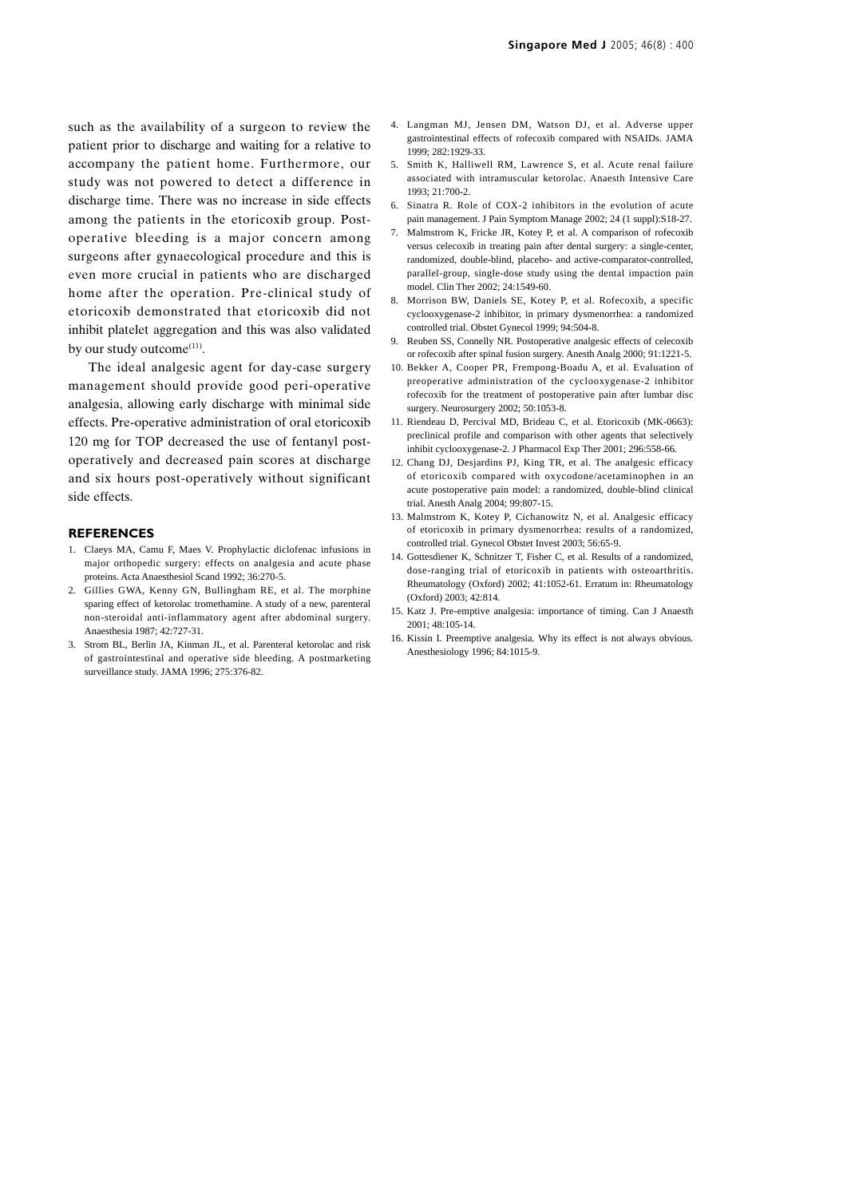such as the availability of a surgeon to review the patient prior to discharge and waiting for a relative to accompany the patient home. Furthermore, our study was not powered to detect a difference in discharge time. There was no increase in side effects among the patients in the etoricoxib group. Post-operative bleeding is a major concern among surgeons after gynaecological procedure and this is even more crucial in patients who are discharged home after the operation. Pre-clinical study of etoricoxib demonstrated that etoricoxib did not inhibit platelet aggregation and this was also validated by our study outcome[11].

The ideal analgesic agent for day-case surgery management should provide good peri-operative analgesia, allowing early discharge with minimal side effects. Pre-operative administration of oral etoricoxib 120 mg for TOP decreased the use of fentanyl post-operatively and decreased pain scores at discharge and six hours post-operatively without significant side effects.

## REFERENCES

1. Claeys MA, Camu F, Maes V. Prophylactic diclofenac infusions in major orthopedic surgery: effects on analgesia and acute phase proteins. Acta Anaesthesiol Scand 1992; 36:270-5.
2. Gillies GWA, Kenny GN, Bullingham RE, et al. The morphine sparing effect of ketorolac tromethamine. A study of a new, parenteral non-steroidal anti-inflammatory agent after abdominal surgery. Anaesthesia 1987; 42:727-31.
3. Strom BL, Berlin JA, Kinman JL, et al. Parenteral ketorolac and risk of gastrointestinal and operative side bleeding. A postmarketing surveillance study. JAMA 1996; 275:376-82.
4. Langman MJ, Jensen DM, Watson DJ, et al. Adverse upper gastrointestinal effects of rofecoxib compared with NSAIDs. JAMA 1999; 282:1929-33.
5. Smith K, Halliwell RM, Lawrence S, et al. Acute renal failure associated with intramuscular ketorolac. Anaesth Intensive Care 1993; 21:700-2.
6. Sinatra R. Role of COX-2 inhibitors in the evolution of acute pain management. J Pain Symptom Manage 2002; 24 (1 suppl):S18-27.
7. Malmstrom K, Fricke JR, Kotey P, et al. A comparison of rofecoxib versus celecoxib in treating pain after dental surgery: a single-center, randomized, double-blind, placebo- and active-comparator-controlled, parallel-group, single-dose study using the dental impaction pain model. Clin Ther 2002; 24:1549-60.
8. Morrison BW, Daniels SE, Kotey P, et al. Rofecoxib, a specific cyclooxygenase-2 inhibitor, in primary dysmenorrhea: a randomized controlled trial. Obstet Gynecol 1999; 94:504-8.
9. Reuben SS, Connelly NR. Postoperative analgesic effects of celecoxib or rofecoxib after spinal fusion surgery. Anesth Analg 2000; 91:1221-5.
10. Bekker A, Cooper PR, Frempong-Boadu A, et al. Evaluation of preoperative administration of the cyclooxygenase-2 inhibitor rofecoxib for the treatment of postoperative pain after lumbar disc surgery. Neurosurgery 2002; 50:1053-8.
11. Riendeau D, Percival MD, Brideau C, et al. Etoricoxib (MK-0663): preclinical profile and comparison with other agents that selectively inhibit cyclooxygenase-2. J Pharmacol Exp Ther 2001; 296:558-66.
12. Chang DJ, Desjardins PJ, King TR, et al. The analgesic efficacy of etoricoxib compared with oxycodone/acetaminophen in an acute postoperative pain model: a randomized, double-blind clinical trial. Anesth Analg 2004; 99:807-15.
13. Malmstrom K, Kotey P, Cichanowitz N, et al. Analgesic efficacy of etoricoxib in primary dysmenorrhea: results of a randomized, controlled trial. Gynecol Obstet Invest 2003; 56:65-9.
14. Gottesdiener K, Schnitzer T, Fisher C, et al. Results of a randomized, dose-ranging trial of etoricoxib in patients with osteoarthritis. Rheumatology (Oxford) 2002; 41:1052-61. Erratum in: Rheumatology (Oxford) 2003; 42:814.
15. Katz J. Pre-emptive analgesia: importance of timing. Can J Anaesth 2001; 48:105-14.
16. Kissin I. Preemptive analgesia. Why its effect is not always obvious. Anesthesiology 1996; 84:1015-9.